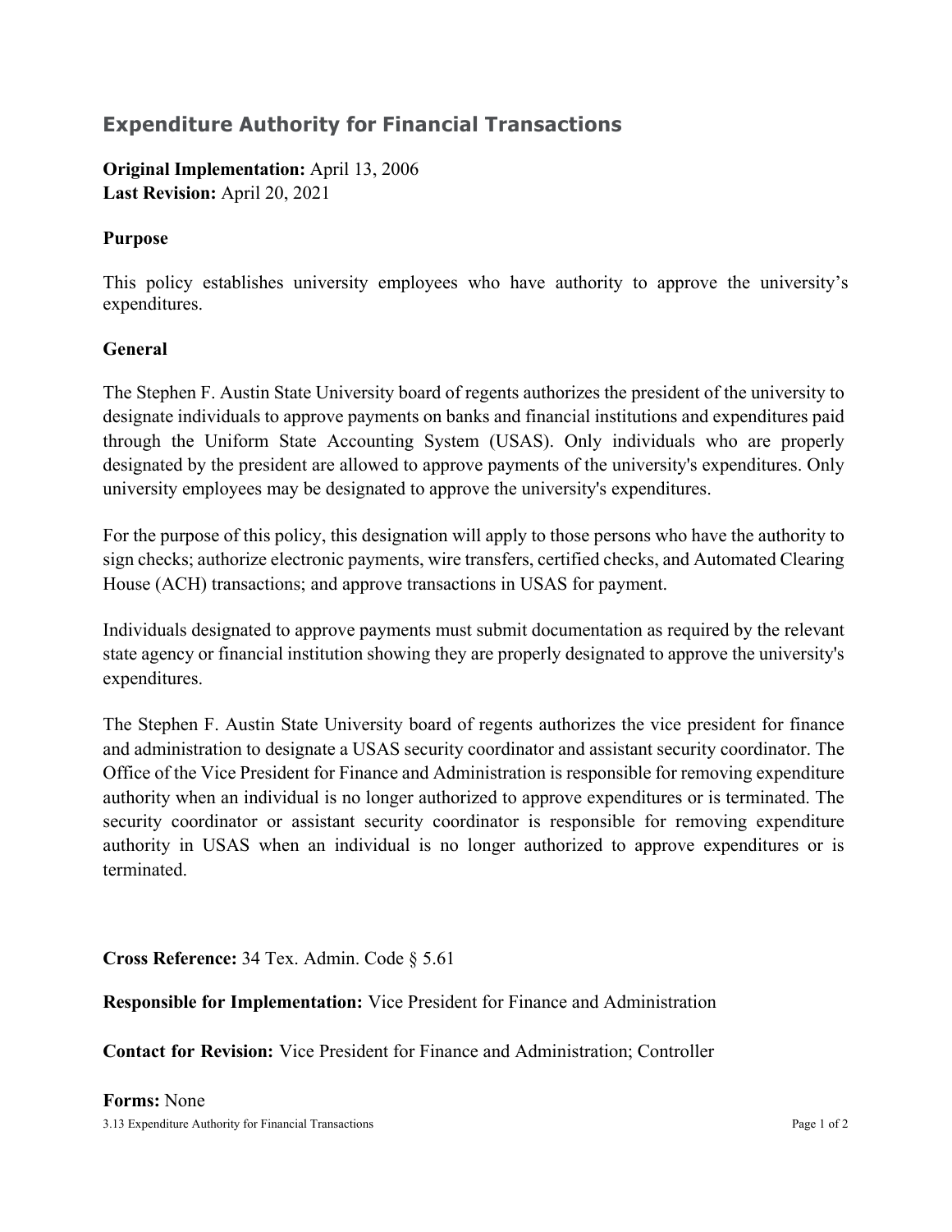# Expenditure Authority for Financial Transactions

**Original Implementation:** April 13, 2006
**Last Revision:** April 20, 2021

## Purpose

This policy establishes university employees who have authority to approve the university's expenditures.

## General

The Stephen F. Austin State University board of regents authorizes the president of the university to designate individuals to approve payments on banks and financial institutions and expenditures paid through the Uniform State Accounting System (USAS). Only individuals who are properly designated by the president are allowed to approve payments of the university's expenditures. Only university employees may be designated to approve the university's expenditures.

For the purpose of this policy, this designation will apply to those persons who have the authority to sign checks; authorize electronic payments, wire transfers, certified checks, and Automated Clearing House (ACH) transactions; and approve transactions in USAS for payment.

Individuals designated to approve payments must submit documentation as required by the relevant state agency or financial institution showing they are properly designated to approve the university's expenditures.

The Stephen F. Austin State University board of regents authorizes the vice president for finance and administration to designate a USAS security coordinator and assistant security coordinator. The Office of the Vice President for Finance and Administration is responsible for removing expenditure authority when an individual is no longer authorized to approve expenditures or is terminated. The security coordinator or assistant security coordinator is responsible for removing expenditure authority in USAS when an individual is no longer authorized to approve expenditures or is terminated.

**Cross Reference:** 34 Tex. Admin. Code § 5.61

**Responsible for Implementation:** Vice President for Finance and Administration

**Contact for Revision:** Vice President for Finance and Administration; Controller

**Forms:** None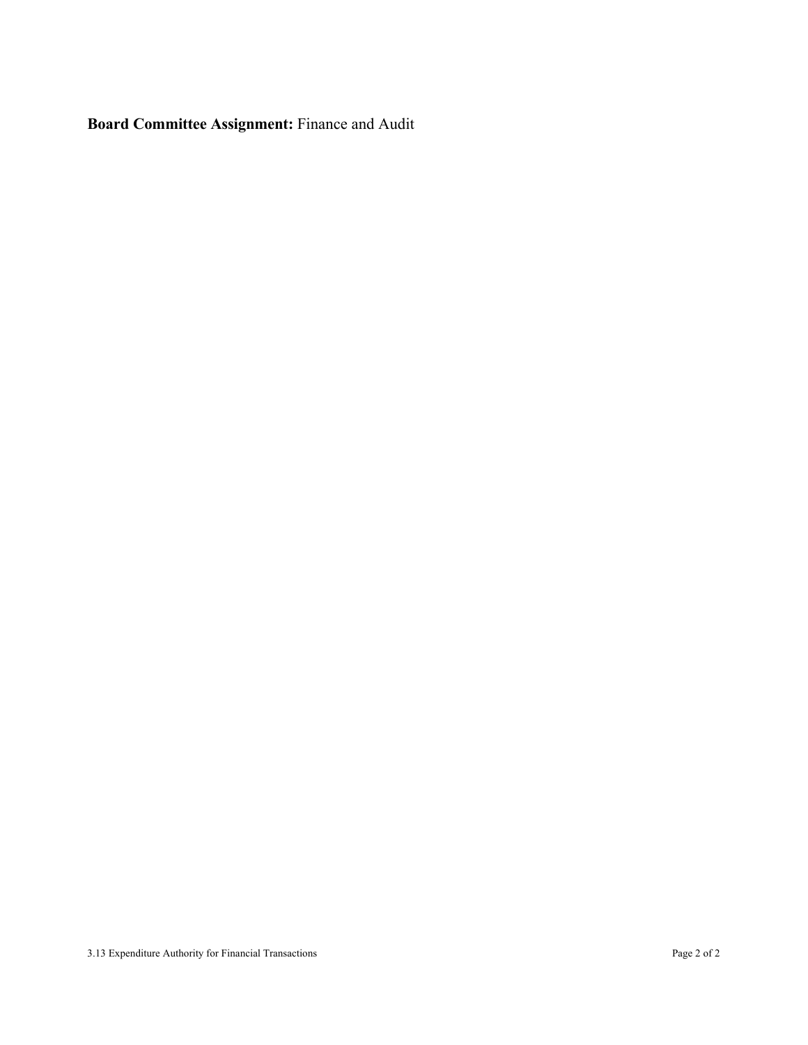**Board Committee Assignment:** Finance and Audit